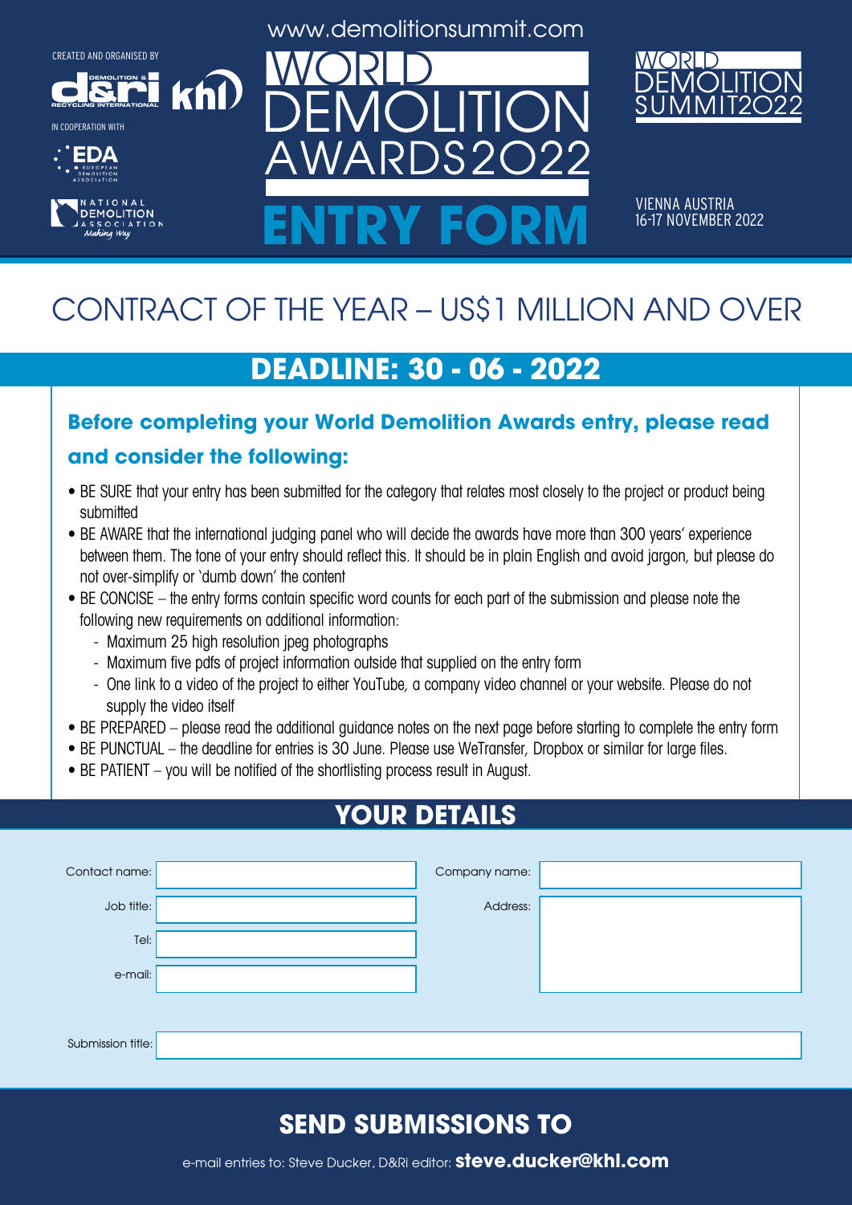www.demolitionsummit.com

CREATED AND ORGANISED BY

D&Ri DEMOLITION & RECYCLING INTERNATIONAL khl

IN COOPERATION WITH

EDA EUROPEAN DEMOLITION ASSOCIATION

NATIONAL DEMOLITION ASSOCIATION Making Way

# WORLD DEMOLITION AWARDS2022

# ENTRY FORM

WORLD DEMOLITION SUMMIT2022

VIENNA AUSTRIA
16-17 NOVEMBER 2022

# CONTRACT OF THE YEAR – US$1 MILLION AND OVER

## DEADLINE: 30 - 06 - 2022

### Before completing your World Demolition Awards entry, please read and consider the following:

- BE SURE that your entry has been submitted for the category that relates most closely to the project or product being submitted
- BE AWARE that the international judging panel who will decide the awards have more than 300 years' experience between them. The tone of your entry should reflect this. It should be in plain English and avoid jargon, but please do not over-simplify or 'dumb down' the content
- BE CONCISE – the entry forms contain specific word counts for each part of the submission and please note the following new requirements on additional information:
  - Maximum 25 high resolution jpeg photographs
  - Maximum five pdfs of project information outside that supplied on the entry form
  - One link to a video of the project to either YouTube, a company video channel or your website. Please do not supply the video itself
- BE PREPARED – please read the additional guidance notes on the next page before starting to complete the entry form
- BE PUNCTUAL – the deadline for entries is 30 June. Please use WeTransfer, Dropbox or similar for large files.
- BE PATIENT – you will be notified of the shortlisting process result in August.

## YOUR DETAILS

Contact name:

Job title:

Tel:

e-mail:

Company name:

Address:

Submission title:

## SEND SUBMISSIONS TO

e-mail entries to: Steve Ducker, D&Ri editor: **steve.ducker@khl.com**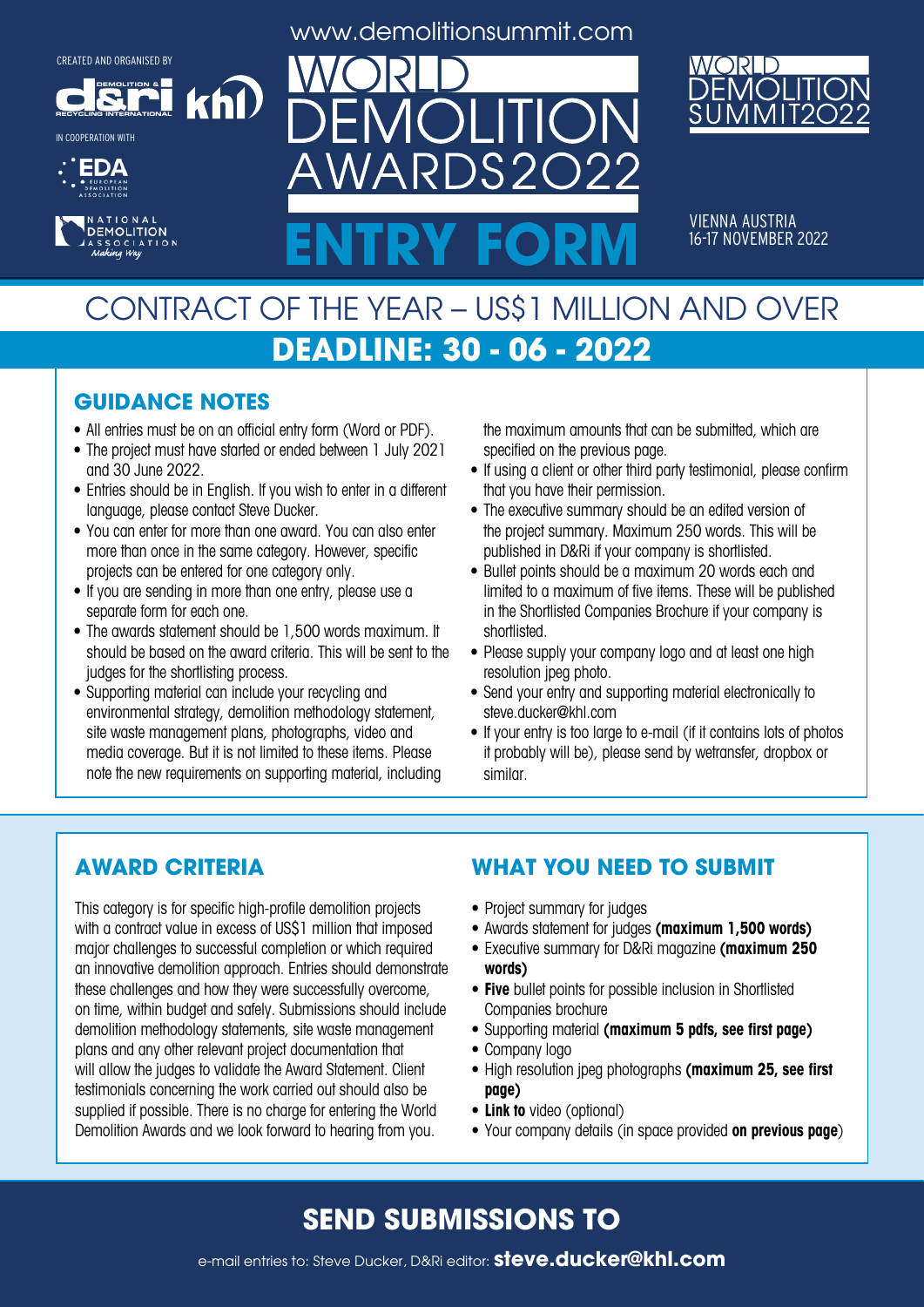CREATED AND ORGANISED BY

IN COOPERATION WITH

www.demolitionsummit.com

# WORLD DEMOLITION AWARDS2022

# ENTRY FORM

WORLD DEMOLITION SUMMIT2022

VIENNA AUSTRIA
16-17 NOVEMBER 2022

## CONTRACT OF THE YEAR – US$1 MILLION AND OVER

## DEADLINE: 30 - 06 - 2022

### GUIDANCE NOTES

- All entries must be on an official entry form (Word or PDF).
- The project must have started or ended between 1 July 2021 and 30 June 2022.
- Entries should be in English. If you wish to enter in a different language, please contact Steve Ducker.
- You can enter for more than one award. You can also enter more than once in the same category. However, specific projects can be entered for one category only.
- If you are sending in more than one entry, please use a separate form for each one.
- The awards statement should be 1,500 words maximum. It should be based on the award criteria. This will be sent to the judges for the shortlisting process.
- Supporting material can include your recycling and environmental strategy, demolition methodology statement, site waste management plans, photographs, video and media coverage. But it is not limited to these items. Please note the new requirements on supporting material, including the maximum amounts that can be submitted, which are specified on the previous page.
- If using a client or other third party testimonial, please confirm that you have their permission.
- The executive summary should be an edited version of the project summary. Maximum 250 words. This will be published in D&Ri if your company is shortlisted.
- Bullet points should be a maximum 20 words each and limited to a maximum of five items. These will be published in the Shortlisted Companies Brochure if your company is shortlisted.
- Please supply your company logo and at least one high resolution jpeg photo.
- Send your entry and supporting material electronically to steve.ducker@khl.com
- If your entry is too large to e-mail (if it contains lots of photos it probably will be), please send by wetransfer, dropbox or similar.

### AWARD CRITERIA

This category is for specific high-profile demolition projects with a contract value in excess of US$1 million that imposed major challenges to successful completion or which required an innovative demolition approach. Entries should demonstrate these challenges and how they were successfully overcome, on time, within budget and safely. Submissions should include demolition methodology statements, site waste management plans and any other relevant project documentation that will allow the judges to validate the Award Statement. Client testimonials concerning the work carried out should also be supplied if possible. There is no charge for entering the World Demolition Awards and we look forward to hearing from you.

### WHAT YOU NEED TO SUBMIT

- Project summary for judges
- Awards statement for judges **(maximum 1,500 words)**
- Executive summary for D&Ri magazine **(maximum 250 words)**
- **Five** bullet points for possible inclusion in Shortlisted Companies brochure
- Supporting material **(maximum 5 pdfs, see first page)**
- Company logo
- High resolution jpeg photographs **(maximum 25, see first page)**
- **Link to** video (optional)
- Your company details (in space provided **on previous page**)

## SEND SUBMISSIONS TO

e-mail entries to: Steve Ducker, D&Ri editor: **steve.ducker@khl.com**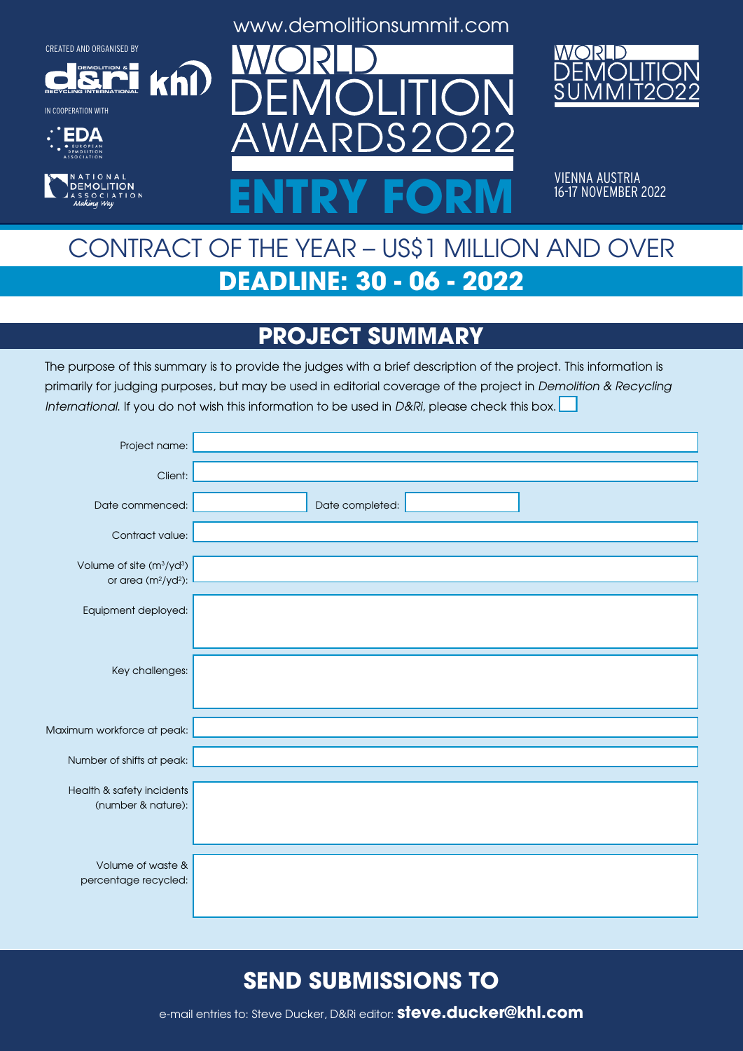CREATED AND ORGANISED BY

IN COOPERATION WITH

www.demolitionsummit.com

# WORLD DEMOLITION AWARDS2022

# ENTRY FORM

WORLD DEMOLITION SUMMIT2022

VIENNA AUSTRIA
16-17 NOVEMBER 2022

## CONTRACT OF THE YEAR – US$1 MILLION AND OVER

## DEADLINE: 30 - 06 - 2022

## PROJECT SUMMARY

The purpose of this summary is to provide the judges with a brief description of the project. This information is primarily for judging purposes, but may be used in editorial coverage of the project in *Demolition & Recycling International.* If you do not wish this information to be used in *D&Ri*, please check this box. ☐

Project name:

Client:

Date commenced: Date completed:

Contract value:

Volume of site ($m^3$/$yd^3$) or area ($m^2$/$yd^2$):

Equipment deployed:

Key challenges:

Maximum workforce at peak:

Number of shifts at peak:

Health & safety incidents (number & nature):

Volume of waste & percentage recycled:

## SEND SUBMISSIONS TO

e-mail entries to: Steve Ducker, D&Ri editor: **steve.ducker@khl.com**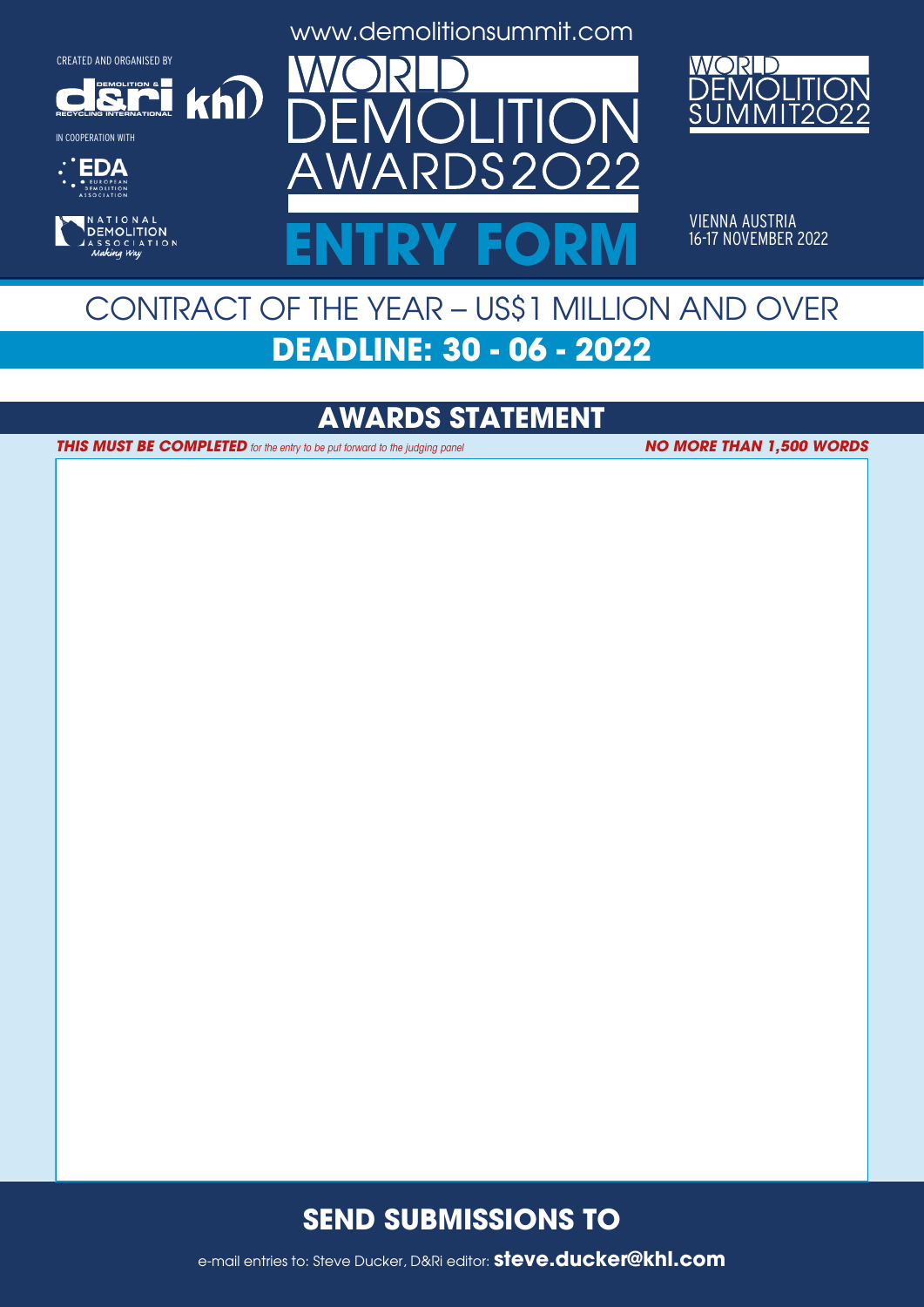CREATED AND ORGANISED BY

IN COOPERATION WITH

www.demolitionsummit.com

# WORLD DEMOLITION AWARDS2022

# ENTRY FORM

WORLD DEMOLITION SUMMIT2022

VIENNA AUSTRIA
16-17 NOVEMBER 2022

## CONTRACT OF THE YEAR – US$1 MILLION AND OVER

## DEADLINE: 30 - 06 - 2022

## AWARDS STATEMENT

***THIS MUST BE COMPLETED*** *for the entry to be put forward to the judging panel* ***NO MORE THAN 1,500 WORDS***

## SEND SUBMISSIONS TO

e-mail entries to: Steve Ducker, D&Ri editor: **steve.ducker@khl.com**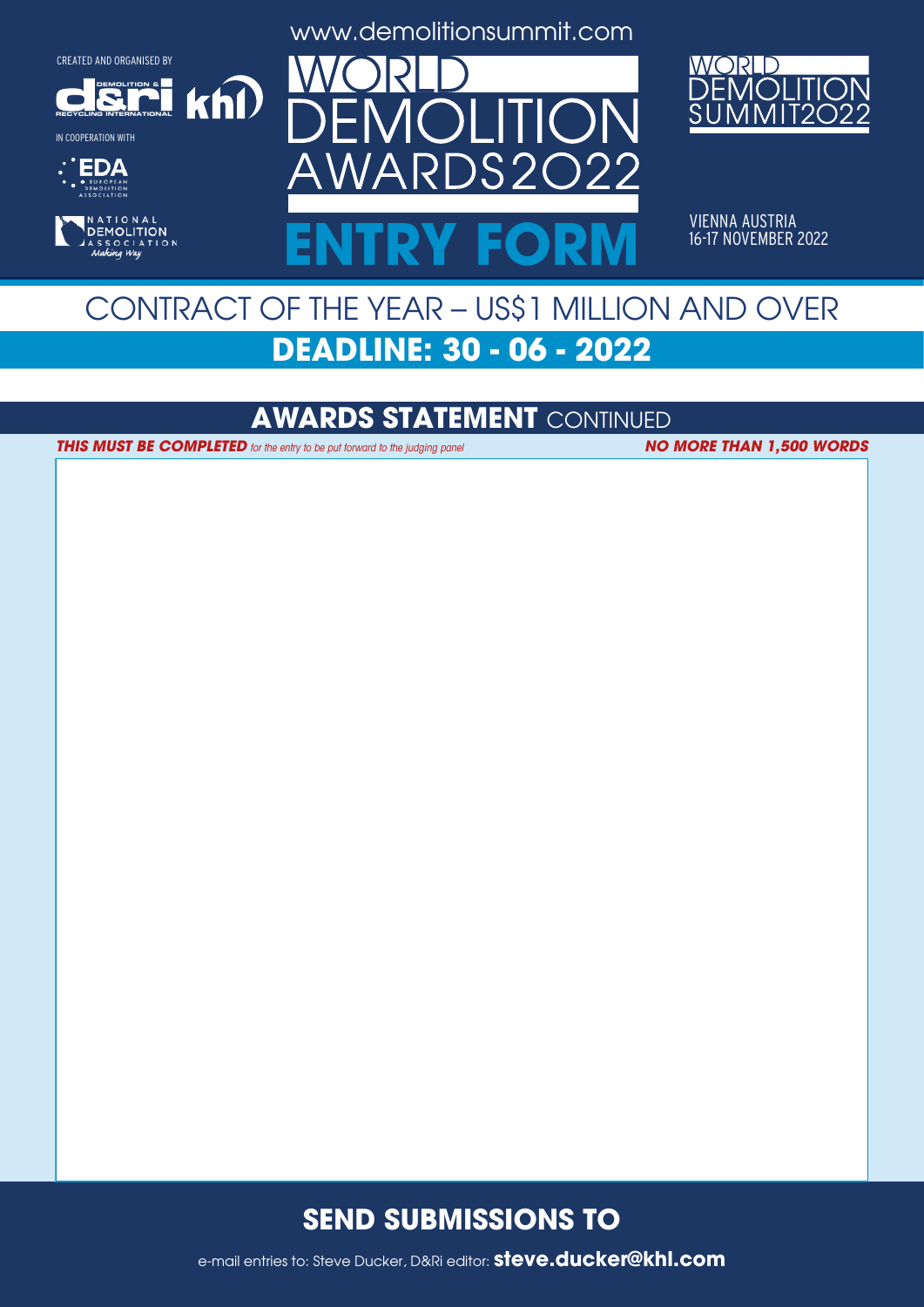www.demolitionsummit.com

CREATED AND ORGANISED BY

IN COOPERATION WITH

# WORLD DEMOLITION AWARDS2022

# ENTRY FORM

WORLD DEMOLITION SUMMIT2022

VIENNA AUSTRIA
16-17 NOVEMBER 2022

## CONTRACT OF THE YEAR – US$1 MILLION AND OVER

## DEADLINE: 30 - 06 - 2022

## AWARDS STATEMENT CONTINUED

***THIS MUST BE COMPLETED*** *for the entry to be put forward to the judging panel* ***NO MORE THAN 1,500 WORDS***

## SEND SUBMISSIONS TO

e-mail entries to: Steve Ducker, D&Ri editor: **steve.ducker@khl.com**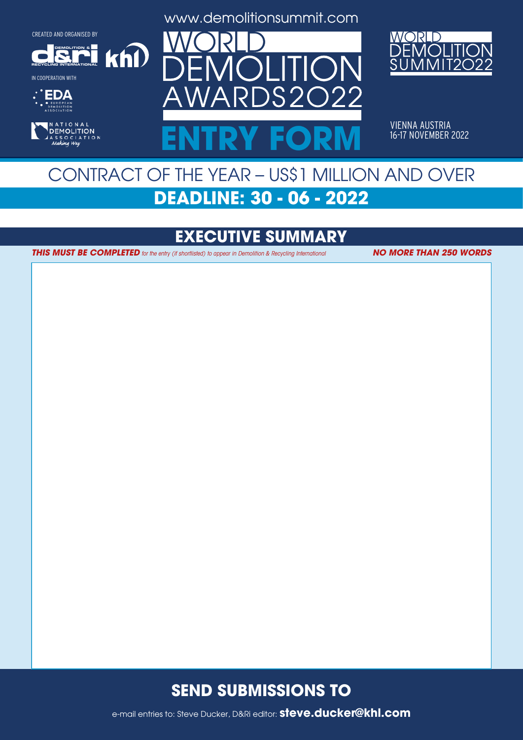www.demolitionsummit.com

CREATED AND ORGANISED BY

IN COOPERATION WITH

# WORLD DEMOLITION AWARDS2022

# ENTRY FORM

WORLD DEMOLITION SUMMIT2022

VIENNA AUSTRIA
16-17 NOVEMBER 2022

## CONTRACT OF THE YEAR – US$1 MILLION AND OVER

## DEADLINE: 30 - 06 - 2022

## EXECUTIVE SUMMARY

***THIS MUST BE COMPLETED*** *for the entry (if shortlisted) to appear in Demolition & Recycling International* ***NO MORE THAN 250 WORDS***

## SEND SUBMISSIONS TO

e-mail entries to: Steve Ducker, D&Ri editor: **steve.ducker@khl.com**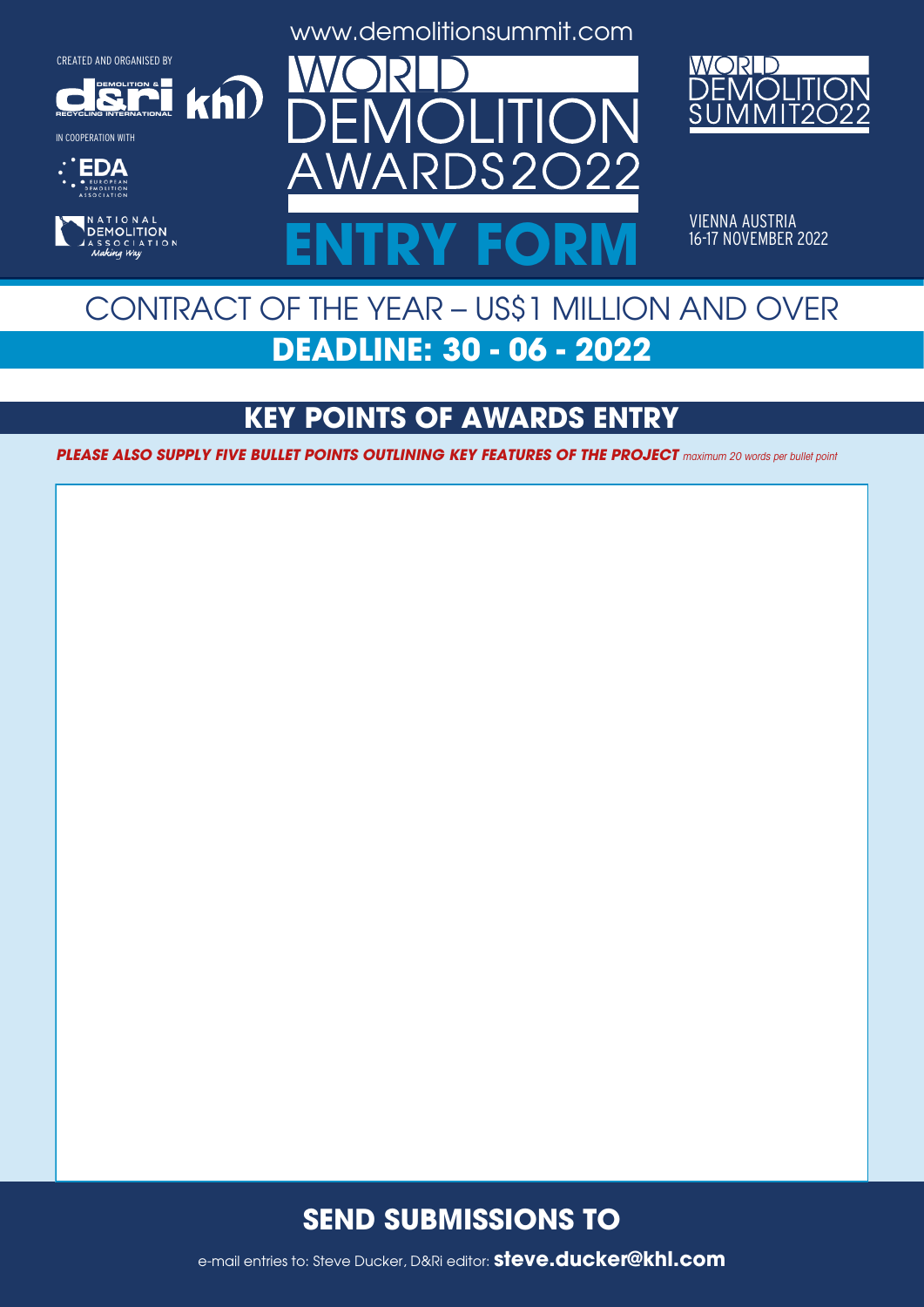CREATED AND ORGANISED BY

IN COOPERATION WITH

www.demolitionsummit.com

# WORLD DEMOLITION AWARDS2022

# ENTRY FORM

WORLD DEMOLITION SUMMIT2022

VIENNA AUSTRIA
16-17 NOVEMBER 2022

## CONTRACT OF THE YEAR – US$1 MILLION AND OVER

**DEADLINE: 30 - 06 - 2022**

## KEY POINTS OF AWARDS ENTRY

***PLEASE ALSO SUPPLY FIVE BULLET POINTS OUTLINING KEY FEATURES OF THE PROJECT*** *maximum 20 words per bullet point*

## SEND SUBMISSIONS TO

e-mail entries to: Steve Ducker, D&Ri editor: **steve.ducker@khl.com**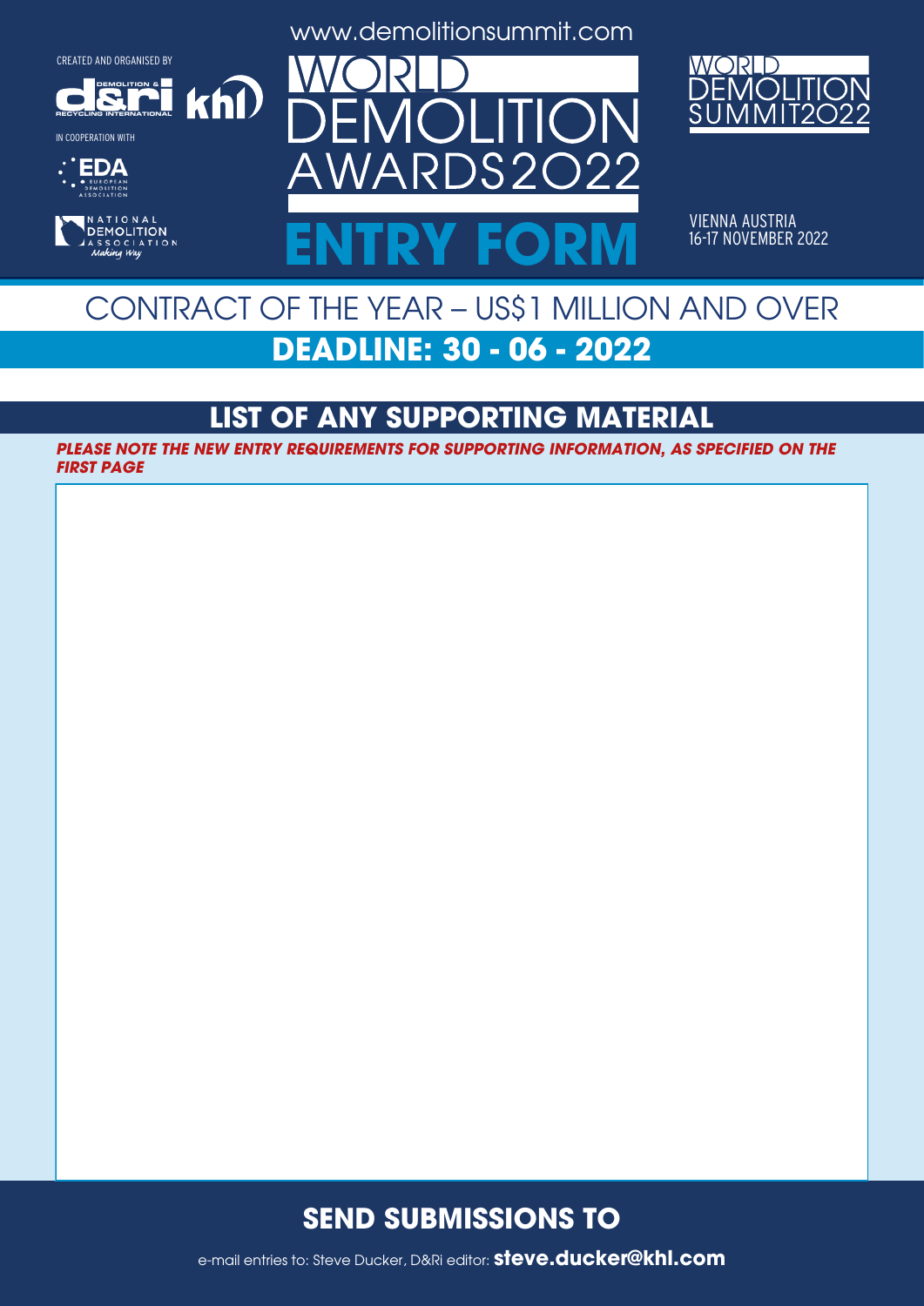CREATED AND ORGANISED BY

IN COOPERATION WITH

www.demolitionsummit.com

# WORLD DEMOLITION AWARDS2022

# ENTRY FORM

WORLD DEMOLITION SUMMIT2022

VIENNA AUSTRIA
16-17 NOVEMBER 2022

## CONTRACT OF THE YEAR – US$1 MILLION AND OVER

**DEADLINE: 30 - 06 - 2022**

## LIST OF ANY SUPPORTING MATERIAL

***PLEASE NOTE THE NEW ENTRY REQUIREMENTS FOR SUPPORTING INFORMATION, AS SPECIFIED ON THE FIRST PAGE***

## SEND SUBMISSIONS TO

e-mail entries to: Steve Ducker, D&Ri editor: **steve.ducker@khl.com**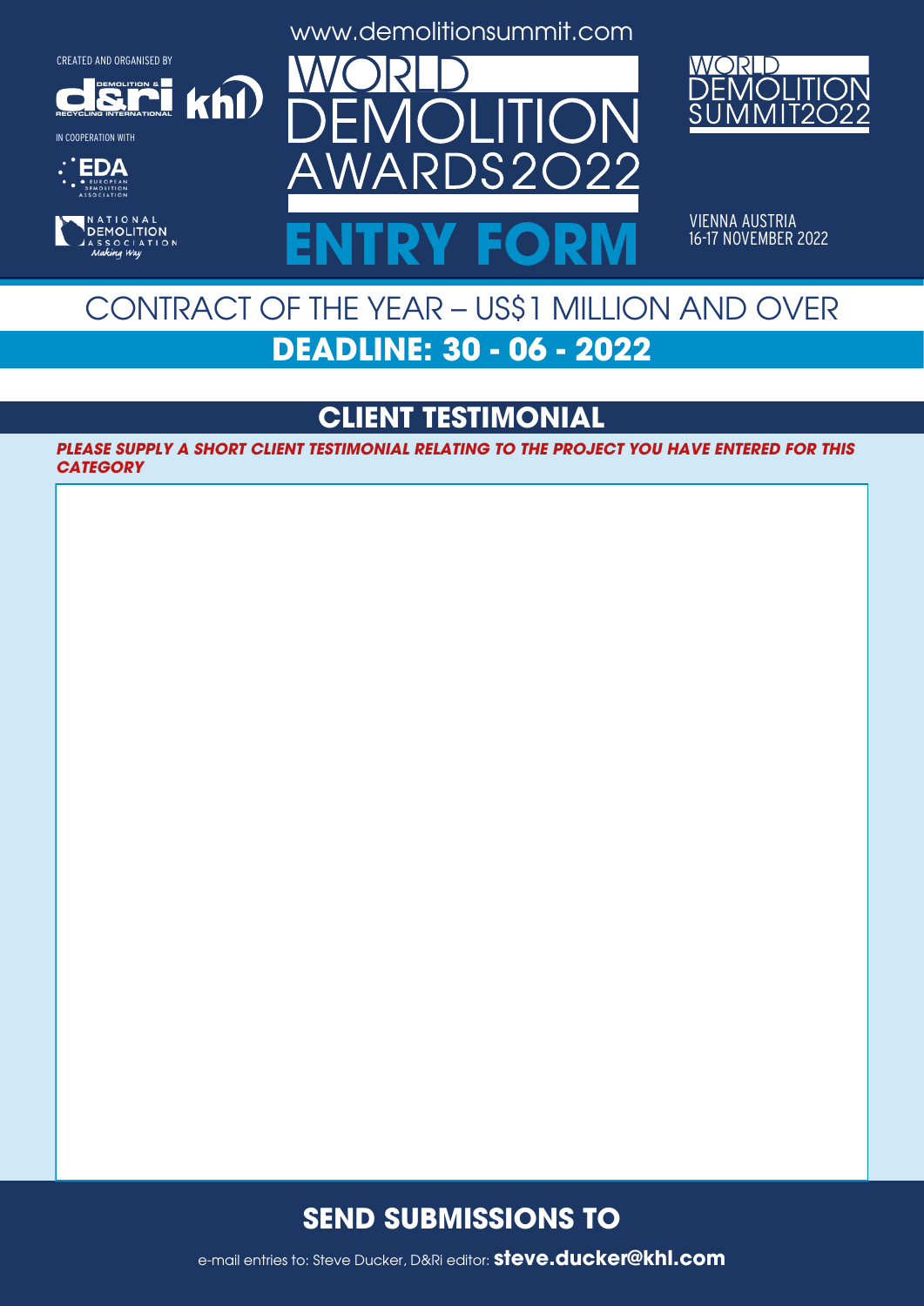CREATED AND ORGANISED BY

IN COOPERATION WITH

www.demolitionsummit.com

# WORLD DEMOLITION AWARDS2022

# ENTRY FORM

WORLD DEMOLITION SUMMIT2022

VIENNA AUSTRIA
16-17 NOVEMBER 2022

## CONTRACT OF THE YEAR – US$1 MILLION AND OVER

**DEADLINE: 30 - 06 - 2022**

## CLIENT TESTIMONIAL

***PLEASE SUPPLY A SHORT CLIENT TESTIMONIAL RELATING TO THE PROJECT YOU HAVE ENTERED FOR THIS CATEGORY***

## SEND SUBMISSIONS TO

e-mail entries to: Steve Ducker, D&Ri editor: **steve.ducker@khl.com**